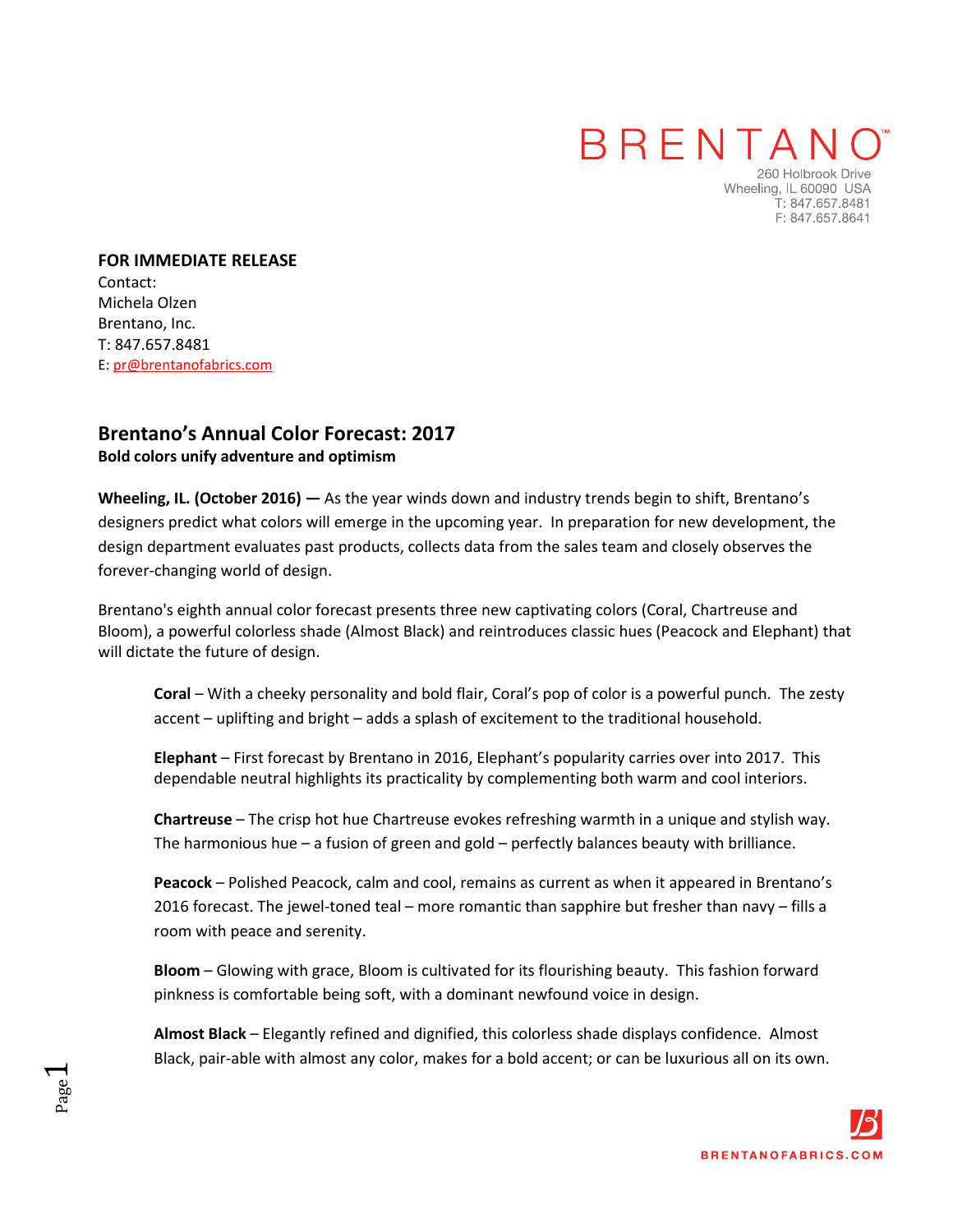BRENTANO™

260 Holbrook Drive
Wheeling, IL 60090 USA
T: 847.657.8481
F: 847.657.8641

**FOR IMMEDIATE RELEASE**
Contact:
Michela Olzen
Brentano, Inc.
T: 847.657.8481
E: pr@brentanofabrics.com

## Brentano's Annual Color Forecast: 2017

**Bold colors unify adventure and optimism**

**Wheeling, IL. (October 2016) —** As the year winds down and industry trends begin to shift, Brentano's designers predict what colors will emerge in the upcoming year. In preparation for new development, the design department evaluates past products, collects data from the sales team and closely observes the forever-changing world of design.

Brentano's eighth annual color forecast presents three new captivating colors (Coral, Chartreuse and Bloom), a powerful colorless shade (Almost Black) and reintroduces classic hues (Peacock and Elephant) that will dictate the future of design.

**Coral** – With a cheeky personality and bold flair, Coral's pop of color is a powerful punch. The zesty accent – uplifting and bright – adds a splash of excitement to the traditional household.

**Elephant** – First forecast by Brentano in 2016, Elephant's popularity carries over into 2017. This dependable neutral highlights its practicality by complementing both warm and cool interiors.

**Chartreuse** – The crisp hot hue Chartreuse evokes refreshing warmth in a unique and stylish way. The harmonious hue – a fusion of green and gold – perfectly balances beauty with brilliance.

**Peacock** – Polished Peacock, calm and cool, remains as current as when it appeared in Brentano's 2016 forecast. The jewel-toned teal – more romantic than sapphire but fresher than navy – fills a room with peace and serenity.

**Bloom** – Glowing with grace, Bloom is cultivated for its flourishing beauty. This fashion forward pinkness is comfortable being soft, with a dominant newfound voice in design.

**Almost Black** – Elegantly refined and dignified, this colorless shade displays confidence. Almost Black, pair-able with almost any color, makes for a bold accent; or can be luxurious all on its own.

BRENTANOFABRICS.COM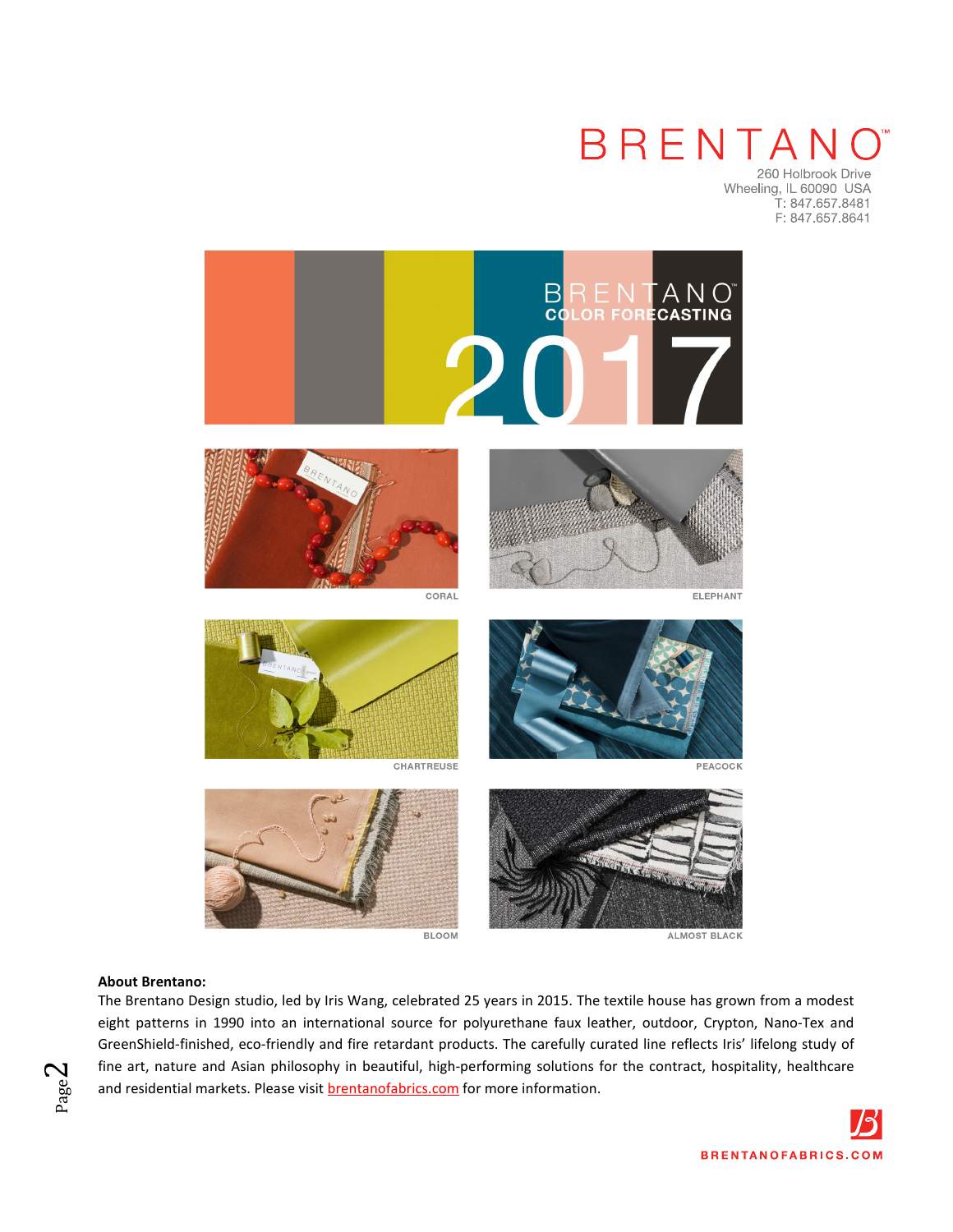BRENTANO™

260 Holbrook Drive
Wheeling, IL 60090 USA
T: 847.657.8481
F: 847.657.8641

BRENTANO™
COLOR FORECASTING
2017

CORAL

ELEPHANT

CHARTREUSE

PEACOCK

BLOOM

ALMOST BLACK

**About Brentano:**

The Brentano Design studio, led by Iris Wang, celebrated 25 years in 2015. The textile house has grown from a modest eight patterns in 1990 into an international source for polyurethane faux leather, outdoor, Crypton, Nano-Tex and GreenShield-finished, eco-friendly and fire retardant products. The carefully curated line reflects Iris' lifelong study of fine art, nature and Asian philosophy in beautiful, high-performing solutions for the contract, hospitality, healthcare and residential markets. Please visit brentanofabrics.com for more information.

BRENTANOFABRICS.COM